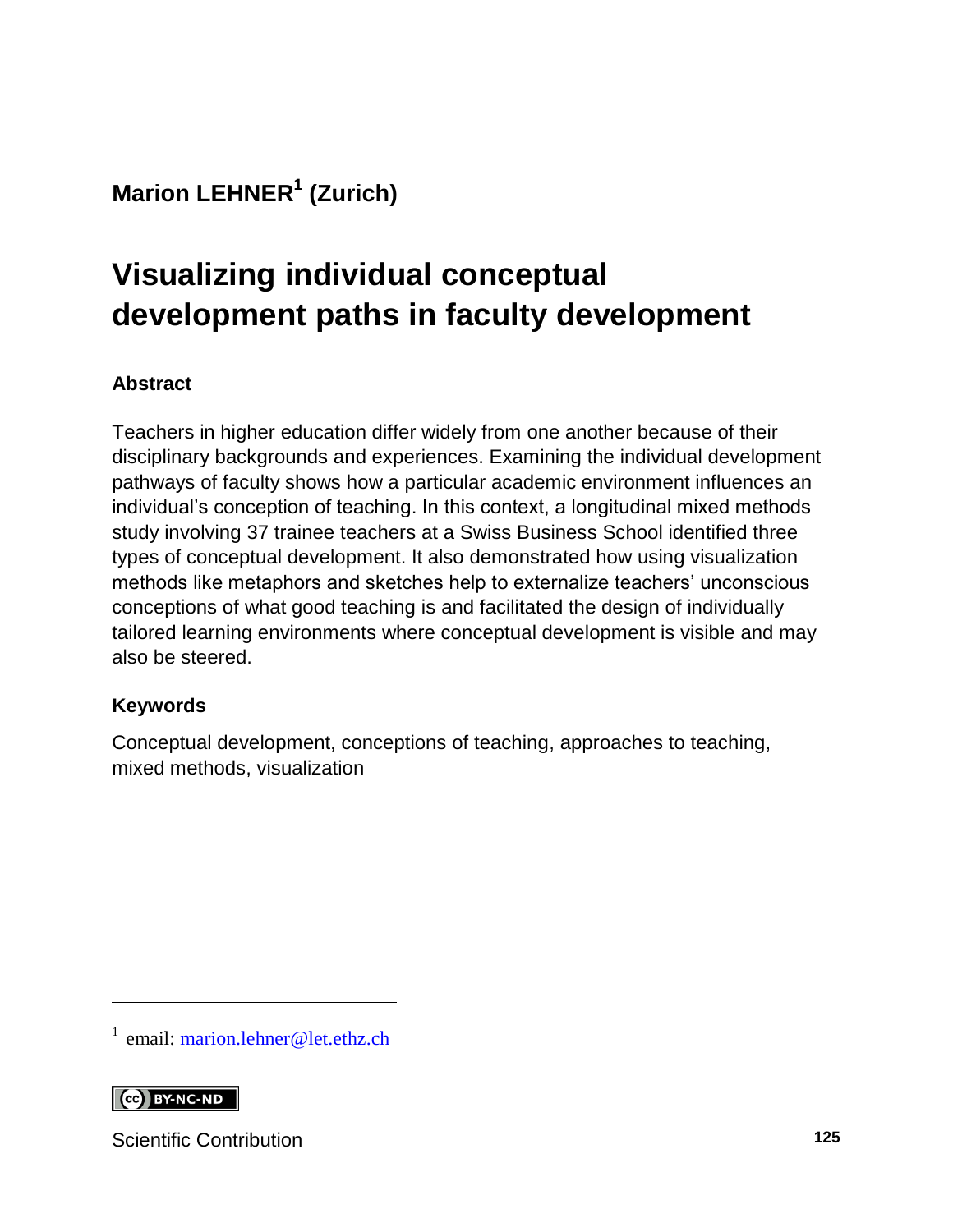**Marion LEHNER[1] (Zurich)**

# Visualizing individual conceptual development paths in faculty development

### Abstract

Teachers in higher education differ widely from one another because of their disciplinary backgrounds and experiences. Examining the individual development pathways of faculty shows how a particular academic environment influences an individual's conception of teaching. In this context, a longitudinal mixed methods study involving 37 trainee teachers at a Swiss Business School identified three types of conceptual development. It also demonstrated how using visualization methods like metaphors and sketches help to externalize teachers' unconscious conceptions of what good teaching is and facilitated the design of individually tailored learning environments where conceptual development is visible and may also be steered.

### Keywords

Conceptual development, conceptions of teaching, approaches to teaching, mixed methods, visualization

[1] email: marion.lehner@let.ethz.ch

BY-NC-ND

Scientific Contribution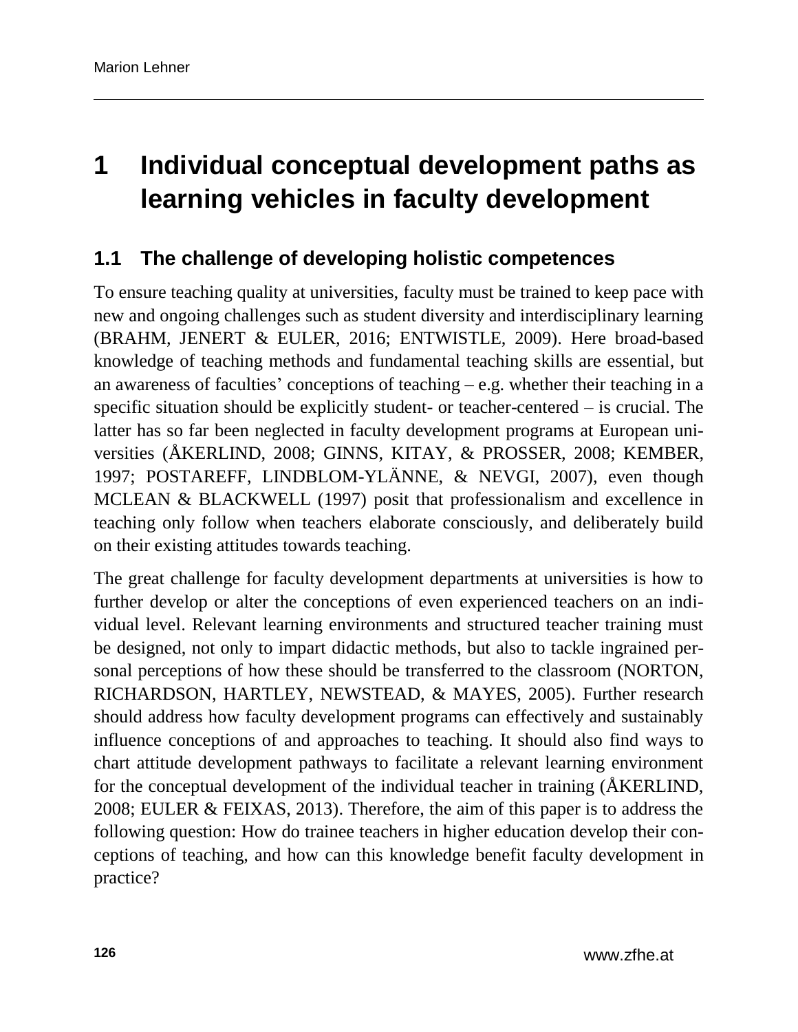# 1 Individual conceptual development paths as learning vehicles in faculty development

## 1.1 The challenge of developing holistic competences

To ensure teaching quality at universities, faculty must be trained to keep pace with new and ongoing challenges such as student diversity and interdisciplinary learning (BRAHM, JENERT & EULER, 2016; ENTWISTLE, 2009). Here broad-based knowledge of teaching methods and fundamental teaching skills are essential, but an awareness of faculties' conceptions of teaching – e.g. whether their teaching in a specific situation should be explicitly student- or teacher-centered – is crucial. The latter has so far been neglected in faculty development programs at European universities (ÅKERLIND, 2008; GINNS, KITAY, & PROSSER, 2008; KEMBER, 1997; POSTAREFF, LINDBLOM-YLÄNNE, & NEVGI, 2007), even though MCLEAN & BLACKWELL (1997) posit that professionalism and excellence in teaching only follow when teachers elaborate consciously, and deliberately build on their existing attitudes towards teaching.

The great challenge for faculty development departments at universities is how to further develop or alter the conceptions of even experienced teachers on an individual level. Relevant learning environments and structured teacher training must be designed, not only to impart didactic methods, but also to tackle ingrained personal perceptions of how these should be transferred to the classroom (NORTON, RICHARDSON, HARTLEY, NEWSTEAD, & MAYES, 2005). Further research should address how faculty development programs can effectively and sustainably influence conceptions of and approaches to teaching. It should also find ways to chart attitude development pathways to facilitate a relevant learning environment for the conceptual development of the individual teacher in training (ÅKERLIND, 2008; EULER & FEIXAS, 2013). Therefore, the aim of this paper is to address the following question: How do trainee teachers in higher education develop their conceptions of teaching, and how can this knowledge benefit faculty development in practice?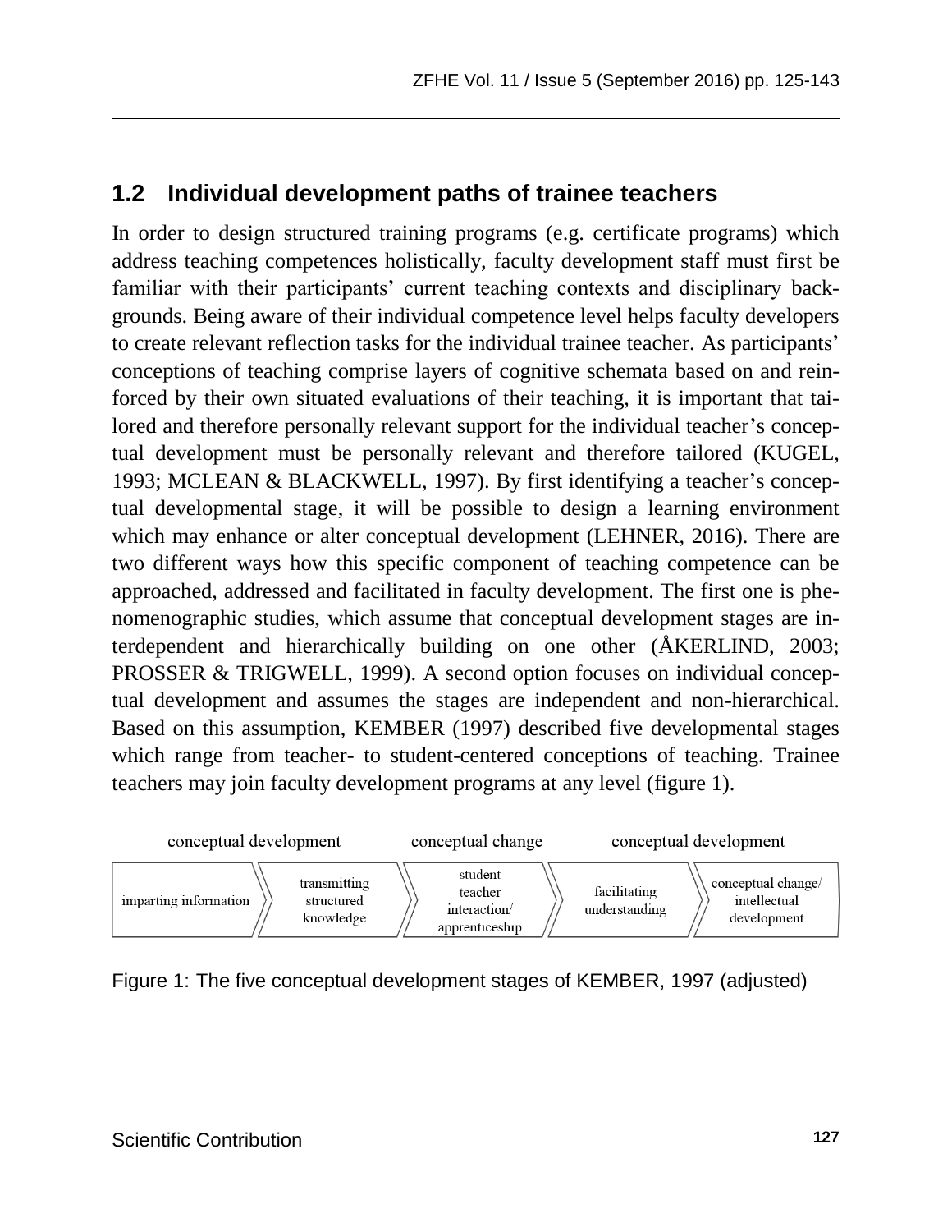## 1.2 Individual development paths of trainee teachers

In order to design structured training programs (e.g. certificate programs) which address teaching competences holistically, faculty development staff must first be familiar with their participants' current teaching contexts and disciplinary backgrounds. Being aware of their individual competence level helps faculty developers to create relevant reflection tasks for the individual trainee teacher. As participants' conceptions of teaching comprise layers of cognitive schemata based on and reinforced by their own situated evaluations of their teaching, it is important that tailored and therefore personally relevant support for the individual teacher's conceptual development must be personally relevant and therefore tailored (KUGEL, 1993; MCLEAN & BLACKWELL, 1997). By first identifying a teacher's conceptual developmental stage, it will be possible to design a learning environment which may enhance or alter conceptual development (LEHNER, 2016). There are two different ways how this specific component of teaching competence can be approached, addressed and facilitated in faculty development. The first one is phenomenographic studies, which assume that conceptual development stages are interdependent and hierarchically building on one other (ÅKERLIND, 2003; PROSSER & TRIGWELL, 1999). A second option focuses on individual conceptual development and assumes the stages are independent and non-hierarchical. Based on this assumption, KEMBER (1997) described five developmental stages which range from teacher- to student-centered conceptions of teaching. Trainee teachers may join faculty development programs at any level (figure 1).

| conceptual development | | conceptual change | conceptual development | |
|---|---|---|---|---|
| imparting information | transmitting structured knowledge | student teacher interaction/ apprenticeship | facilitating understanding | conceptual change/ intellectual development |

Figure 1: The five conceptual development stages of KEMBER, 1997 (adjusted)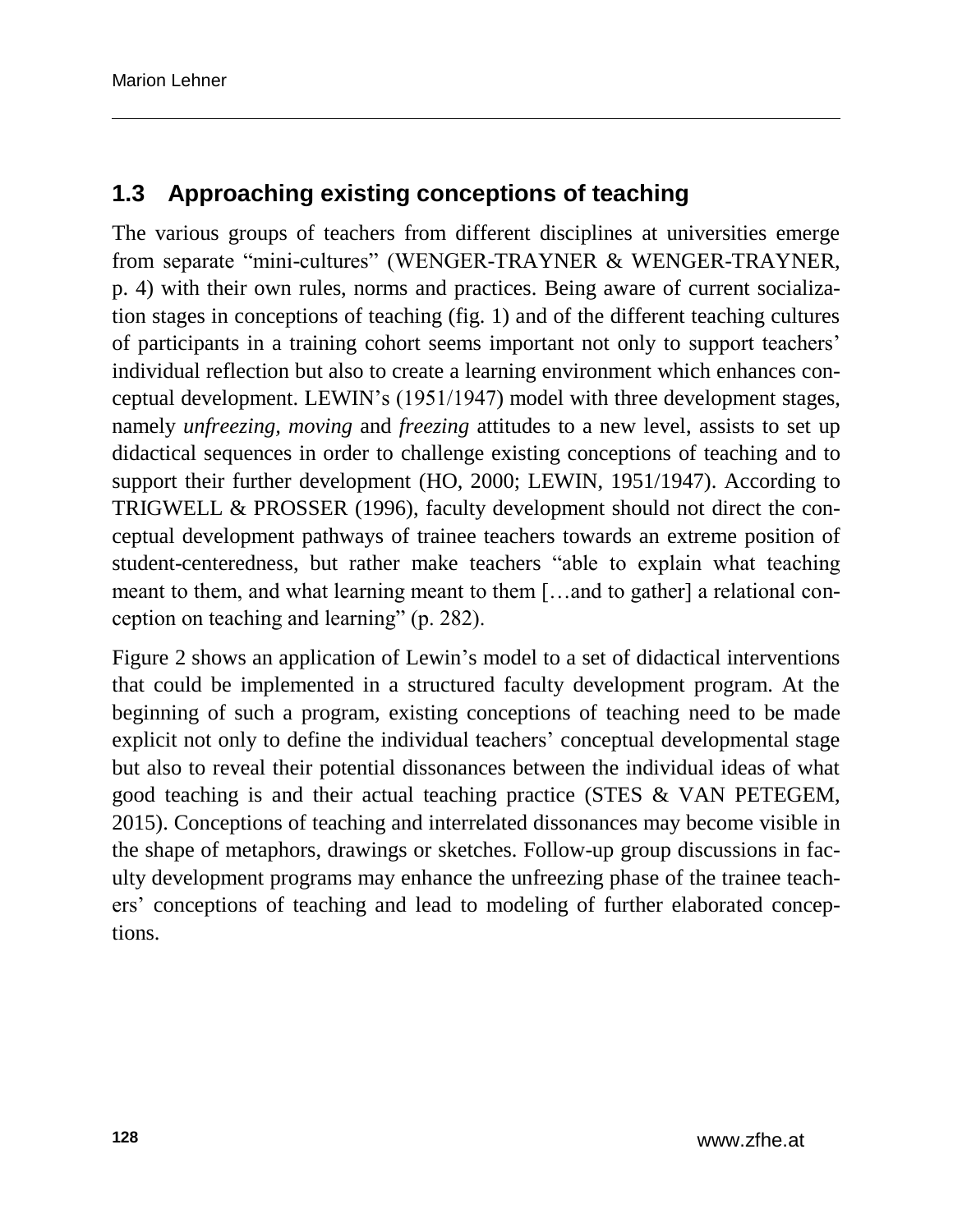## 1.3 Approaching existing conceptions of teaching

The various groups of teachers from different disciplines at universities emerge from separate "mini-cultures" (WENGER-TRAYNER & WENGER-TRAYNER, p. 4) with their own rules, norms and practices. Being aware of current socialization stages in conceptions of teaching (fig. 1) and of the different teaching cultures of participants in a training cohort seems important not only to support teachers' individual reflection but also to create a learning environment which enhances conceptual development. LEWIN's (1951/1947) model with three development stages, namely *unfreezing, moving* and *freezing* attitudes to a new level, assists to set up didactical sequences in order to challenge existing conceptions of teaching and to support their further development (HO, 2000; LEWIN, 1951/1947). According to TRIGWELL & PROSSER (1996), faculty development should not direct the conceptual development pathways of trainee teachers towards an extreme position of student-centeredness, but rather make teachers "able to explain what teaching meant to them, and what learning meant to them […and to gather] a relational conception on teaching and learning" (p. 282).

Figure 2 shows an application of Lewin's model to a set of didactical interventions that could be implemented in a structured faculty development program. At the beginning of such a program, existing conceptions of teaching need to be made explicit not only to define the individual teachers' conceptual developmental stage but also to reveal their potential dissonances between the individual ideas of what good teaching is and their actual teaching practice (STES & VAN PETEGEM, 2015). Conceptions of teaching and interrelated dissonances may become visible in the shape of metaphors, drawings or sketches. Follow-up group discussions in faculty development programs may enhance the unfreezing phase of the trainee teachers' conceptions of teaching and lead to modeling of further elaborated conceptions.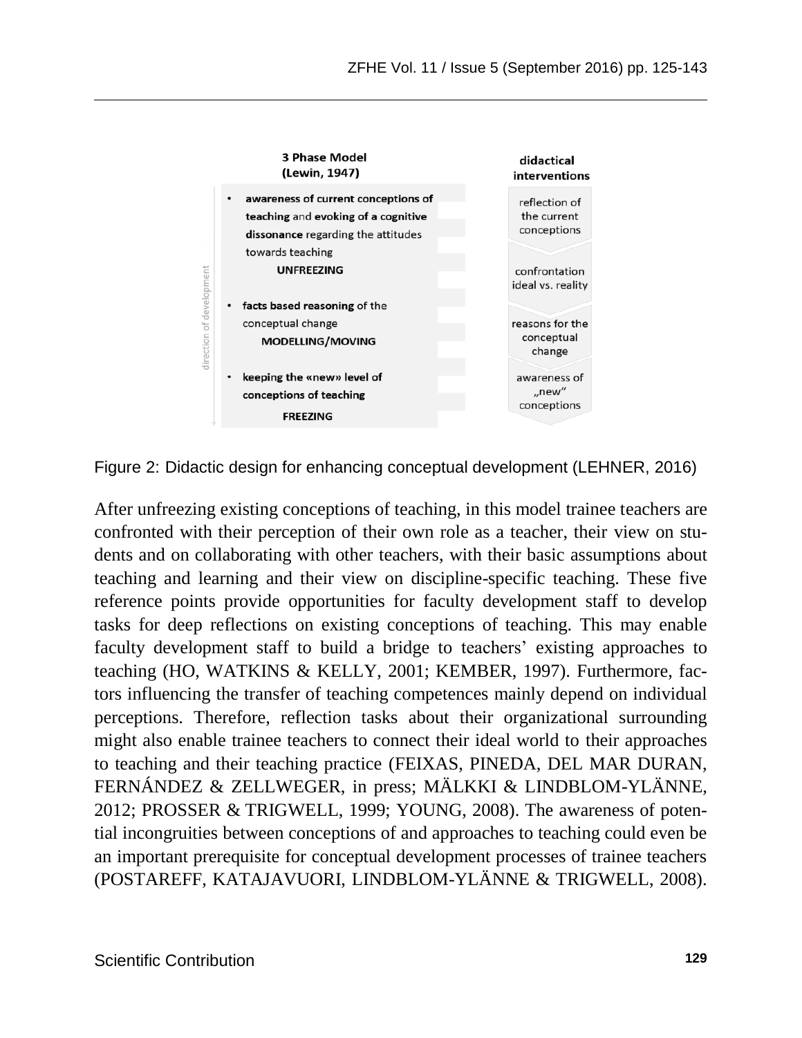| 3 Phase Model (Lewin, 1947) | didactical interventions |
| --- | --- |
| • **awareness of current conceptions of teaching** and **evoking of a cognitive dissonance** regarding the attitudes towards teaching **UNFREEZING** | reflection of the current conceptions<br>confrontation ideal vs. reality |
| • **facts based reasoning** of the conceptual change **MODELLING/MOVING** | reasons for the conceptual change |
| • **keeping the «new» level of conceptions of teaching** **FREEZING** | awareness of „new" conceptions |

direction of development

Figure 2: Didactic design for enhancing conceptual development (LEHNER, 2016)

After unfreezing existing conceptions of teaching, in this model trainee teachers are confronted with their perception of their own role as a teacher, their view on students and on collaborating with other teachers, with their basic assumptions about teaching and learning and their view on discipline-specific teaching. These five reference points provide opportunities for faculty development staff to develop tasks for deep reflections on existing conceptions of teaching. This may enable faculty development staff to build a bridge to teachers' existing approaches to teaching (HO, WATKINS & KELLY, 2001; KEMBER, 1997). Furthermore, factors influencing the transfer of teaching competences mainly depend on individual perceptions. Therefore, reflection tasks about their organizational surrounding might also enable trainee teachers to connect their ideal world to their approaches to teaching and their teaching practice (FEIXAS, PINEDA, DEL MAR DURAN, FERNÁNDEZ & ZELLWEGER, in press; MÄLKKI & LINDBLOM-YLÄNNE, 2012; PROSSER & TRIGWELL, 1999; YOUNG, 2008). The awareness of potential incongruities between conceptions of and approaches to teaching could even be an important prerequisite for conceptual development processes of trainee teachers (POSTAREFF, KATAJAVUORI, LINDBLOM-YLÄNNE & TRIGWELL, 2008).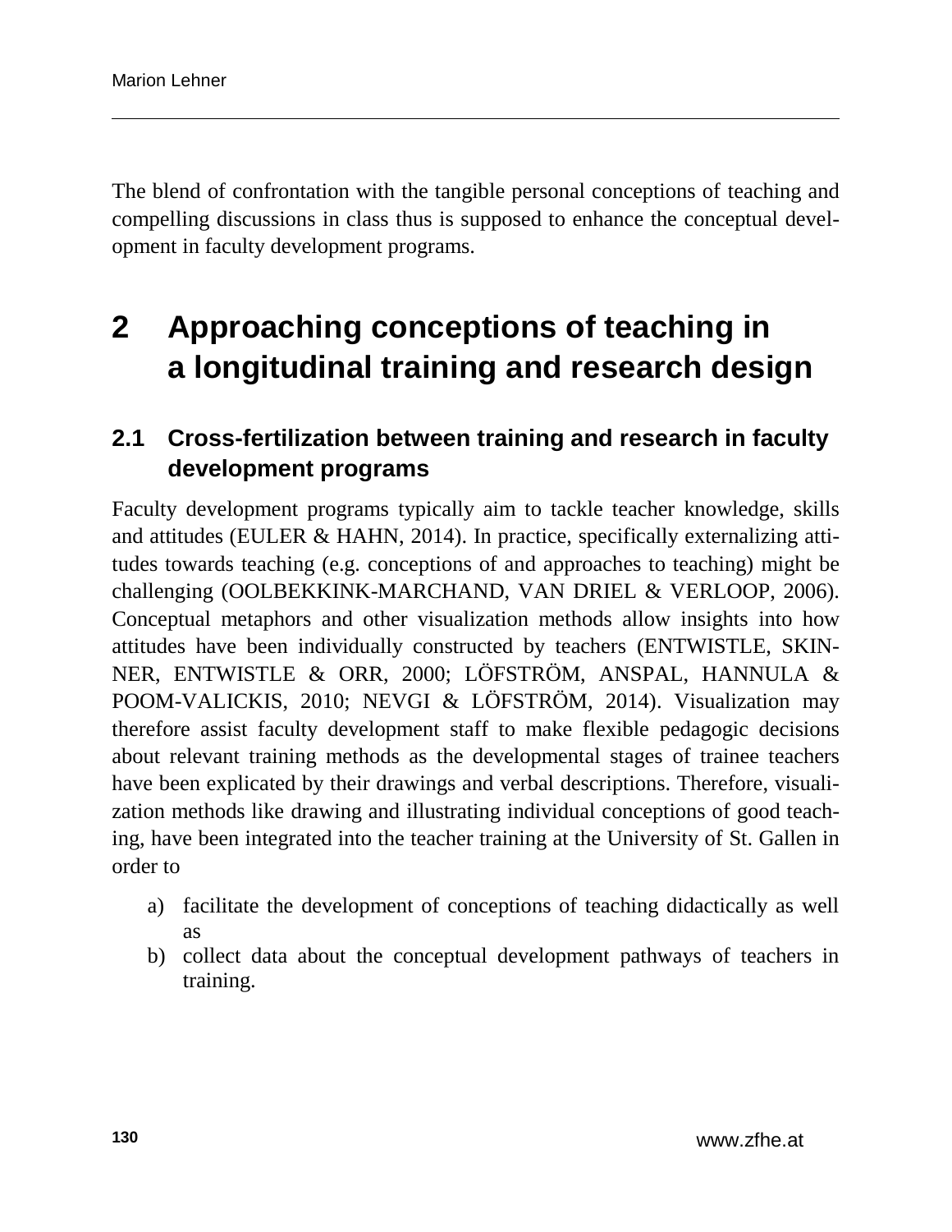The blend of confrontation with the tangible personal conceptions of teaching and compelling discussions in class thus is supposed to enhance the conceptual development in faculty development programs.

# 2 Approaching conceptions of teaching in a longitudinal training and research design

## 2.1 Cross-fertilization between training and research in faculty development programs

Faculty development programs typically aim to tackle teacher knowledge, skills and attitudes (EULER & HAHN, 2014). In practice, specifically externalizing attitudes towards teaching (e.g. conceptions of and approaches to teaching) might be challenging (OOLBEKKINK-MARCHAND, VAN DRIEL & VERLOOP, 2006). Conceptual metaphors and other visualization methods allow insights into how attitudes have been individually constructed by teachers (ENTWISTLE, SKINNER, ENTWISTLE & ORR, 2000; LÖFSTRÖM, ANSPAL, HANNULA & POOM-VALICKIS, 2010; NEVGI & LÖFSTRÖM, 2014). Visualization may therefore assist faculty development staff to make flexible pedagogic decisions about relevant training methods as the developmental stages of trainee teachers have been explicated by their drawings and verbal descriptions. Therefore, visualization methods like drawing and illustrating individual conceptions of good teaching, have been integrated into the teacher training at the University of St. Gallen in order to

a) facilitate the development of conceptions of teaching didactically as well as
b) collect data about the conceptual development pathways of teachers in training.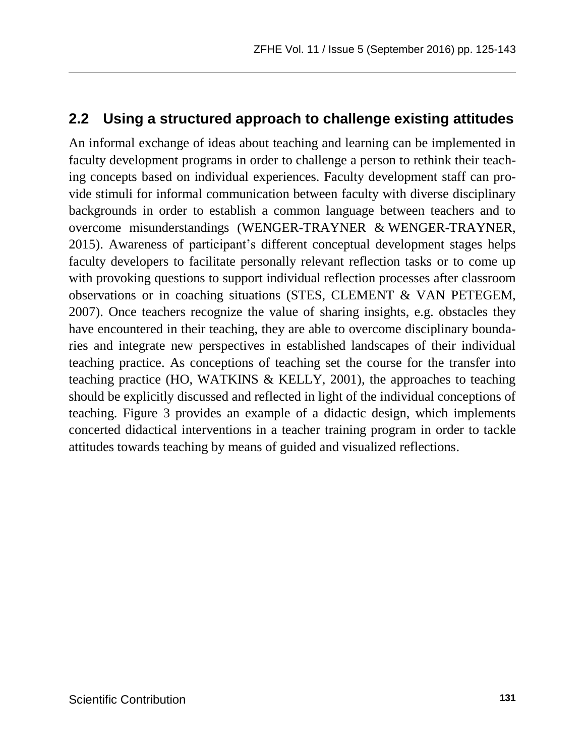## 2.2 Using a structured approach to challenge existing attitudes

An informal exchange of ideas about teaching and learning can be implemented in faculty development programs in order to challenge a person to rethink their teaching concepts based on individual experiences. Faculty development staff can provide stimuli for informal communication between faculty with diverse disciplinary backgrounds in order to establish a common language between teachers and to overcome misunderstandings (WENGER-TRAYNER & WENGER-TRAYNER, 2015). Awareness of participant's different conceptual development stages helps faculty developers to facilitate personally relevant reflection tasks or to come up with provoking questions to support individual reflection processes after classroom observations or in coaching situations (STES, CLEMENT & VAN PETEGEM, 2007). Once teachers recognize the value of sharing insights, e.g. obstacles they have encountered in their teaching, they are able to overcome disciplinary boundaries and integrate new perspectives in established landscapes of their individual teaching practice. As conceptions of teaching set the course for the transfer into teaching practice (HO, WATKINS & KELLY, 2001), the approaches to teaching should be explicitly discussed and reflected in light of the individual conceptions of teaching. Figure 3 provides an example of a didactic design, which implements concerted didactical interventions in a teacher training program in order to tackle attitudes towards teaching by means of guided and visualized reflections.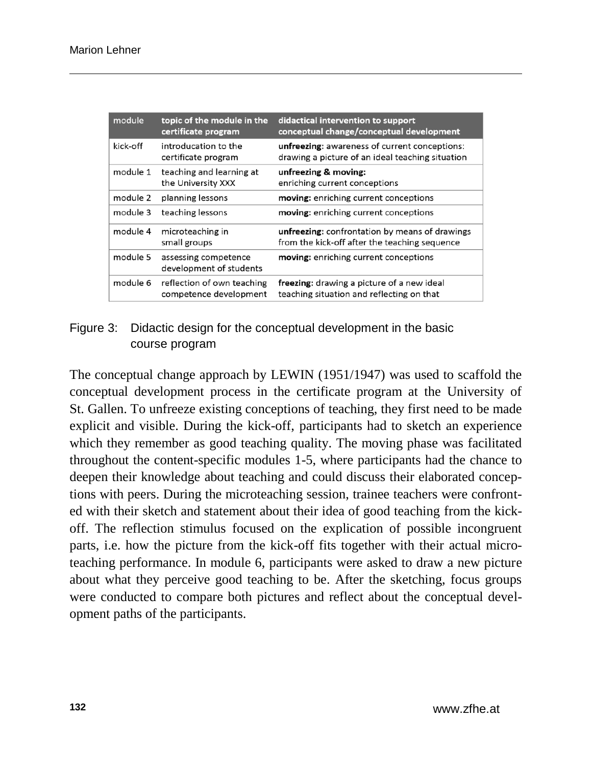| module | topic of the module in the certificate program | didactical intervention to support conceptual change/conceptual development |
|---|---|---|
| kick-off | introducation to the certificate program | **unfreezing**: awareness of current conceptions: drawing a picture of an ideal teaching situation |
| module 1 | teaching and learning at the University XXX | **unfreezing & moving:** enriching current conceptions |
| module 2 | planning lessons | **moving:** enriching current conceptions |
| module 3 | teaching lessons | **moving:** enriching current conceptions |
| module 4 | microteaching in small groups | **unfreezing**: confrontation by means of drawings from the kick-off after the teaching sequence |
| module 5 | assessing competence development of students | **moving:** enriching current conceptions |
| module 6 | reflection of own teaching competence development | **freezing:** drawing a picture of a new ideal teaching situation and reflecting on that |

Figure 3: Didactic design for the conceptual development in the basic course program

The conceptual change approach by LEWIN (1951/1947) was used to scaffold the conceptual development process in the certificate program at the University of St. Gallen. To unfreeze existing conceptions of teaching, they first need to be made explicit and visible. During the kick-off, participants had to sketch an experience which they remember as good teaching quality. The moving phase was facilitated throughout the content-specific modules 1-5, where participants had the chance to deepen their knowledge about teaching and could discuss their elaborated conceptions with peers. During the microteaching session, trainee teachers were confronted with their sketch and statement about their idea of good teaching from the kick-off. The reflection stimulus focused on the explication of possible incongruent parts, i.e. how the picture from the kick-off fits together with their actual microteaching performance. In module 6, participants were asked to draw a new picture about what they perceive good teaching to be. After the sketching, focus groups were conducted to compare both pictures and reflect about the conceptual development paths of the participants.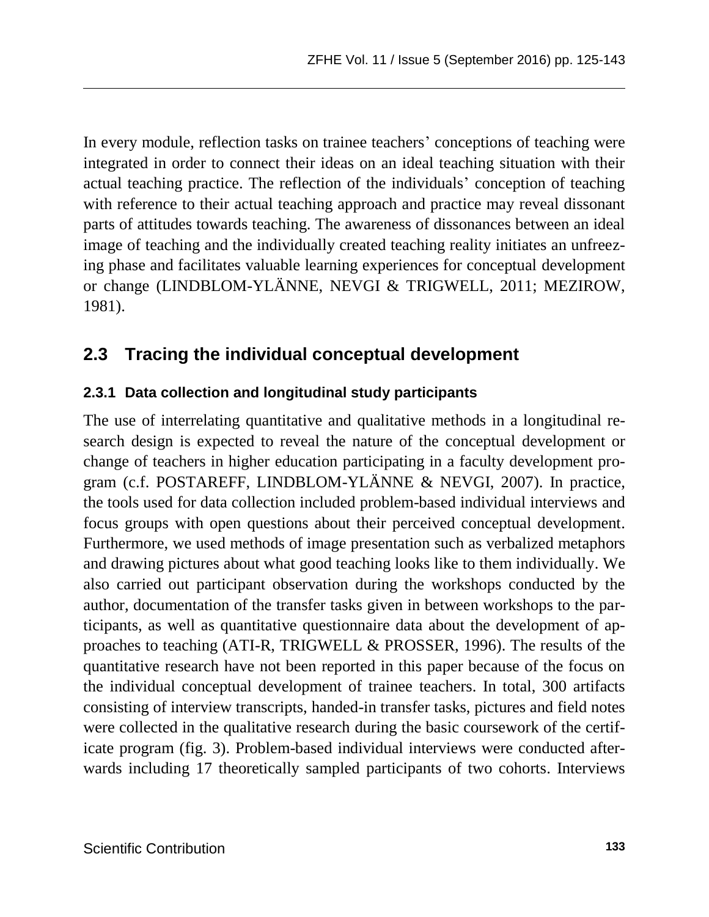In every module, reflection tasks on trainee teachers' conceptions of teaching were integrated in order to connect their ideas on an ideal teaching situation with their actual teaching practice. The reflection of the individuals' conception of teaching with reference to their actual teaching approach and practice may reveal dissonant parts of attitudes towards teaching. The awareness of dissonances between an ideal image of teaching and the individually created teaching reality initiates an unfreezing phase and facilitates valuable learning experiences for conceptual development or change (LINDBLOM-YLÄNNE, NEVGI & TRIGWELL, 2011; MEZIROW, 1981).

## 2.3 Tracing the individual conceptual development

### 2.3.1 Data collection and longitudinal study participants

The use of interrelating quantitative and qualitative methods in a longitudinal research design is expected to reveal the nature of the conceptual development or change of teachers in higher education participating in a faculty development program (c.f. POSTAREFF, LINDBLOM-YLÄNNE & NEVGI, 2007). In practice, the tools used for data collection included problem-based individual interviews and focus groups with open questions about their perceived conceptual development. Furthermore, we used methods of image presentation such as verbalized metaphors and drawing pictures about what good teaching looks like to them individually. We also carried out participant observation during the workshops conducted by the author, documentation of the transfer tasks given in between workshops to the participants, as well as quantitative questionnaire data about the development of approaches to teaching (ATI-R, TRIGWELL & PROSSER, 1996). The results of the quantitative research have not been reported in this paper because of the focus on the individual conceptual development of trainee teachers. In total, 300 artifacts consisting of interview transcripts, handed-in transfer tasks, pictures and field notes were collected in the qualitative research during the basic coursework of the certificate program (fig. 3). Problem-based individual interviews were conducted afterwards including 17 theoretically sampled participants of two cohorts. Interviews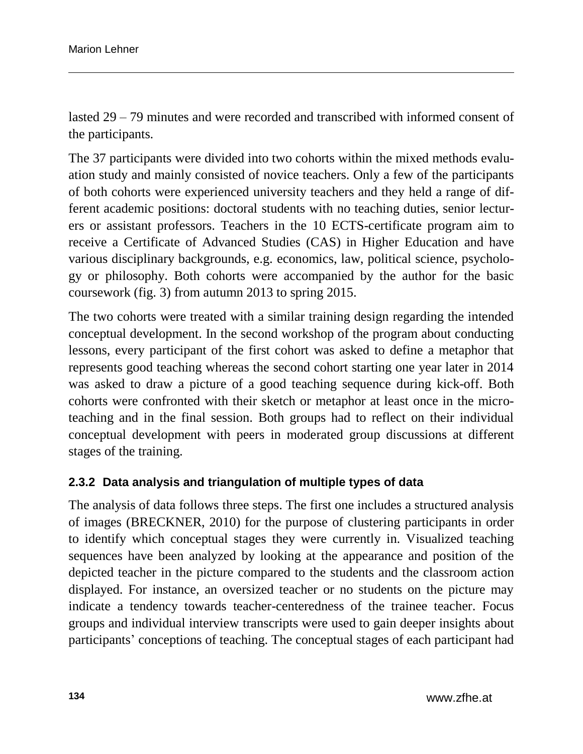lasted 29 – 79 minutes and were recorded and transcribed with informed consent of the participants.

The 37 participants were divided into two cohorts within the mixed methods evaluation study and mainly consisted of novice teachers. Only a few of the participants of both cohorts were experienced university teachers and they held a range of different academic positions: doctoral students with no teaching duties, senior lecturers or assistant professors. Teachers in the 10 ECTS-certificate program aim to receive a Certificate of Advanced Studies (CAS) in Higher Education and have various disciplinary backgrounds, e.g. economics, law, political science, psychology or philosophy. Both cohorts were accompanied by the author for the basic coursework (fig. 3) from autumn 2013 to spring 2015.

The two cohorts were treated with a similar training design regarding the intended conceptual development. In the second workshop of the program about conducting lessons, every participant of the first cohort was asked to define a metaphor that represents good teaching whereas the second cohort starting one year later in 2014 was asked to draw a picture of a good teaching sequence during kick-off. Both cohorts were confronted with their sketch or metaphor at least once in the micro-teaching and in the final session. Both groups had to reflect on their individual conceptual development with peers in moderated group discussions at different stages of the training.

### 2.3.2 Data analysis and triangulation of multiple types of data

The analysis of data follows three steps. The first one includes a structured analysis of images (BRECKNER, 2010) for the purpose of clustering participants in order to identify which conceptual stages they were currently in. Visualized teaching sequences have been analyzed by looking at the appearance and position of the depicted teacher in the picture compared to the students and the classroom action displayed. For instance, an oversized teacher or no students on the picture may indicate a tendency towards teacher-centeredness of the trainee teacher. Focus groups and individual interview transcripts were used to gain deeper insights about participants' conceptions of teaching. The conceptual stages of each participant had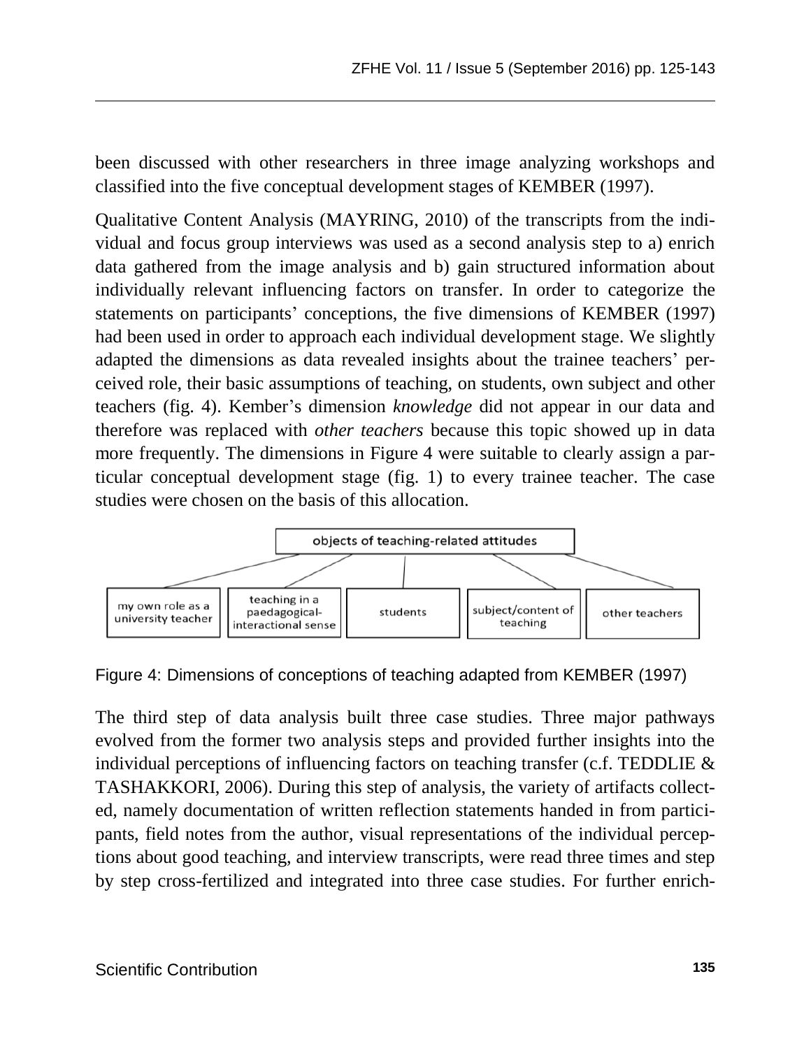been discussed with other researchers in three image analyzing workshops and classified into the five conceptual development stages of KEMBER (1997).

Qualitative Content Analysis (MAYRING, 2010) of the transcripts from the individual and focus group interviews was used as a second analysis step to a) enrich data gathered from the image analysis and b) gain structured information about individually relevant influencing factors on transfer. In order to categorize the statements on participants' conceptions, the five dimensions of KEMBER (1997) had been used in order to approach each individual development stage. We slightly adapted the dimensions as data revealed insights about the trainee teachers' perceived role, their basic assumptions of teaching, on students, own subject and other teachers (fig. 4). Kember's dimension *knowledge* did not appear in our data and therefore was replaced with *other teachers* because this topic showed up in data more frequently. The dimensions in Figure 4 were suitable to clearly assign a particular conceptual development stage (fig. 1) to every trainee teacher. The case studies were chosen on the basis of this allocation.

objects of teaching-related attitudes

- my own role as a university teacher
- teaching in a paedagogical-interactional sense
- students
- subject/content of teaching
- other teachers

Figure 4: Dimensions of conceptions of teaching adapted from KEMBER (1997)

The third step of data analysis built three case studies. Three major pathways evolved from the former two analysis steps and provided further insights into the individual perceptions of influencing factors on teaching transfer (c.f. TEDDLIE & TASHAKKORI, 2006). During this step of analysis, the variety of artifacts collected, namely documentation of written reflection statements handed in from participants, field notes from the author, visual representations of the individual perceptions about good teaching, and interview transcripts, were read three times and step by step cross-fertilized and integrated into three case studies. For further enrich-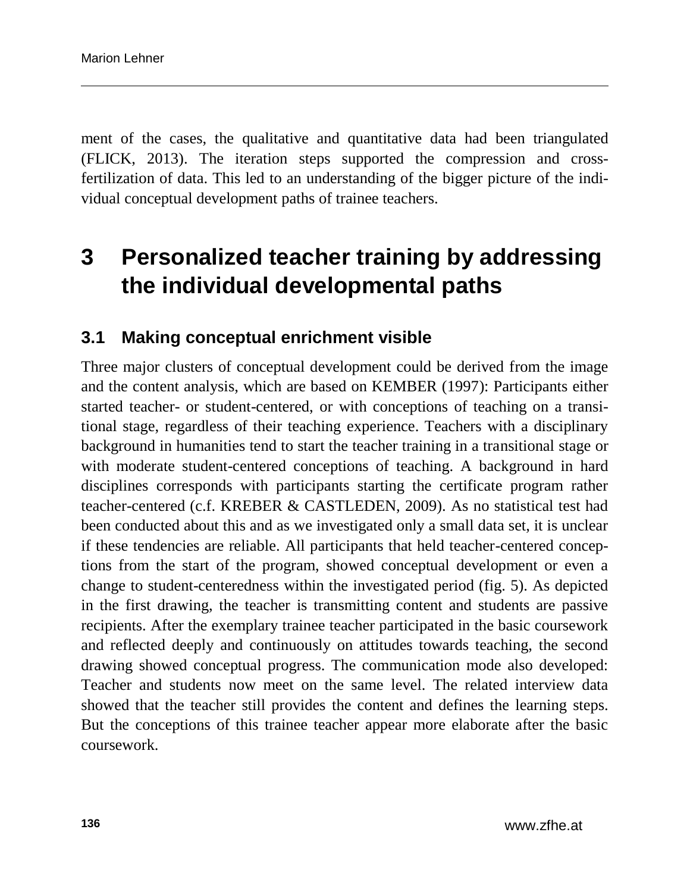ment of the cases, the qualitative and quantitative data had been triangulated (FLICK, 2013). The iteration steps supported the compression and cross-fertilization of data. This led to an understanding of the bigger picture of the individual conceptual development paths of trainee teachers.

# 3 Personalized teacher training by addressing the individual developmental paths

## 3.1 Making conceptual enrichment visible

Three major clusters of conceptual development could be derived from the image and the content analysis, which are based on KEMBER (1997): Participants either started teacher- or student-centered, or with conceptions of teaching on a transitional stage, regardless of their teaching experience. Teachers with a disciplinary background in humanities tend to start the teacher training in a transitional stage or with moderate student-centered conceptions of teaching. A background in hard disciplines corresponds with participants starting the certificate program rather teacher-centered (c.f. KREBER & CASTLEDEN, 2009). As no statistical test had been conducted about this and as we investigated only a small data set, it is unclear if these tendencies are reliable. All participants that held teacher-centered conceptions from the start of the program, showed conceptual development or even a change to student-centeredness within the investigated period (fig. 5). As depicted in the first drawing, the teacher is transmitting content and students are passive recipients. After the exemplary trainee teacher participated in the basic coursework and reflected deeply and continuously on attitudes towards teaching, the second drawing showed conceptual progress. The communication mode also developed: Teacher and students now meet on the same level. The related interview data showed that the teacher still provides the content and defines the learning steps. But the conceptions of this trainee teacher appear more elaborate after the basic coursework.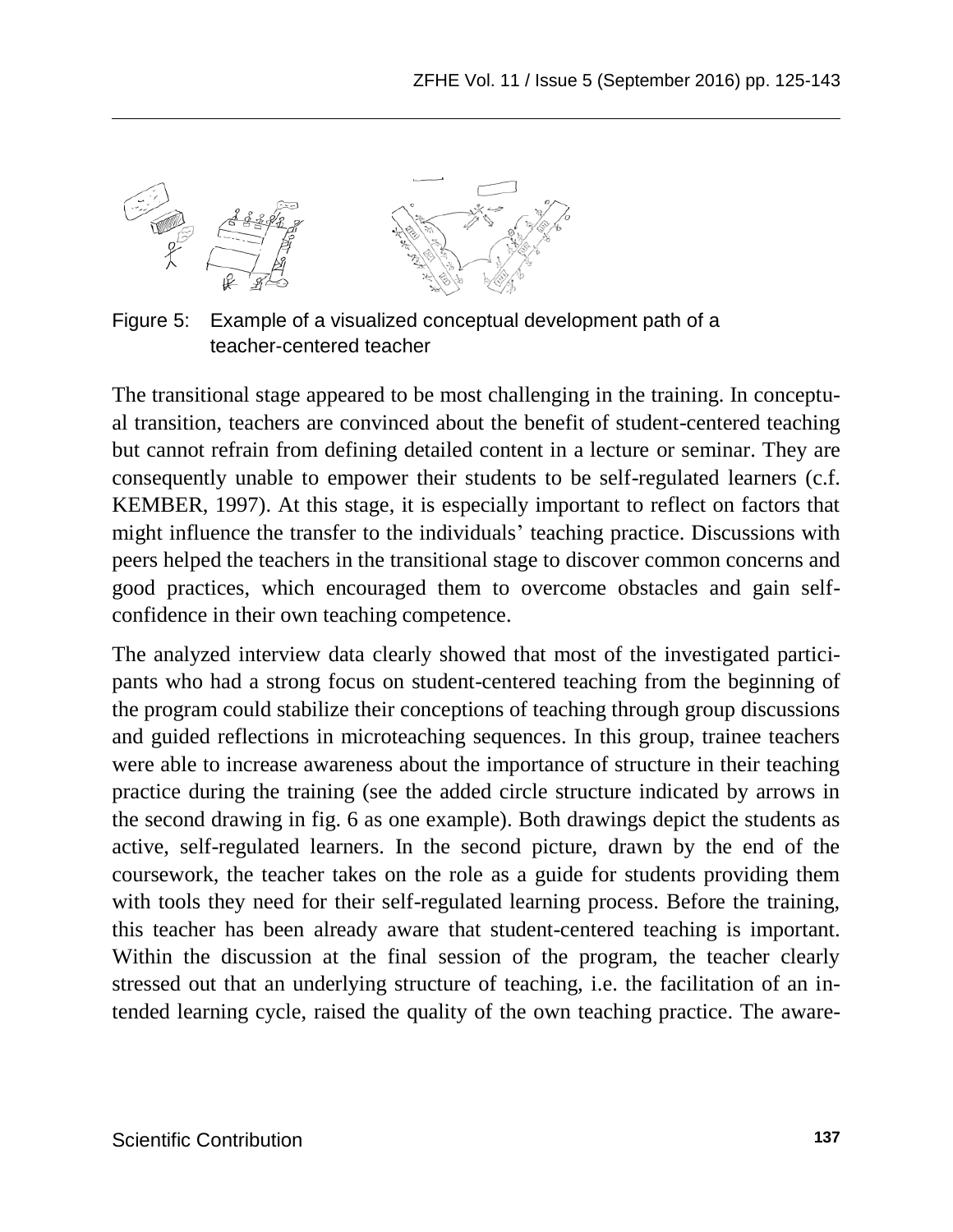Figure 5: Example of a visualized conceptual development path of a teacher-centered teacher

The transitional stage appeared to be most challenging in the training. In conceptual transition, teachers are convinced about the benefit of student-centered teaching but cannot refrain from defining detailed content in a lecture or seminar. They are consequently unable to empower their students to be self-regulated learners (c.f. KEMBER, 1997). At this stage, it is especially important to reflect on factors that might influence the transfer to the individuals' teaching practice. Discussions with peers helped the teachers in the transitional stage to discover common concerns and good practices, which encouraged them to overcome obstacles and gain self-confidence in their own teaching competence.

The analyzed interview data clearly showed that most of the investigated participants who had a strong focus on student-centered teaching from the beginning of the program could stabilize their conceptions of teaching through group discussions and guided reflections in microteaching sequences. In this group, trainee teachers were able to increase awareness about the importance of structure in their teaching practice during the training (see the added circle structure indicated by arrows in the second drawing in fig. 6 as one example). Both drawings depict the students as active, self-regulated learners. In the second picture, drawn by the end of the coursework, the teacher takes on the role as a guide for students providing them with tools they need for their self-regulated learning process. Before the training, this teacher has been already aware that student-centered teaching is important. Within the discussion at the final session of the program, the teacher clearly stressed out that an underlying structure of teaching, i.e. the facilitation of an intended learning cycle, raised the quality of the own teaching practice. The aware-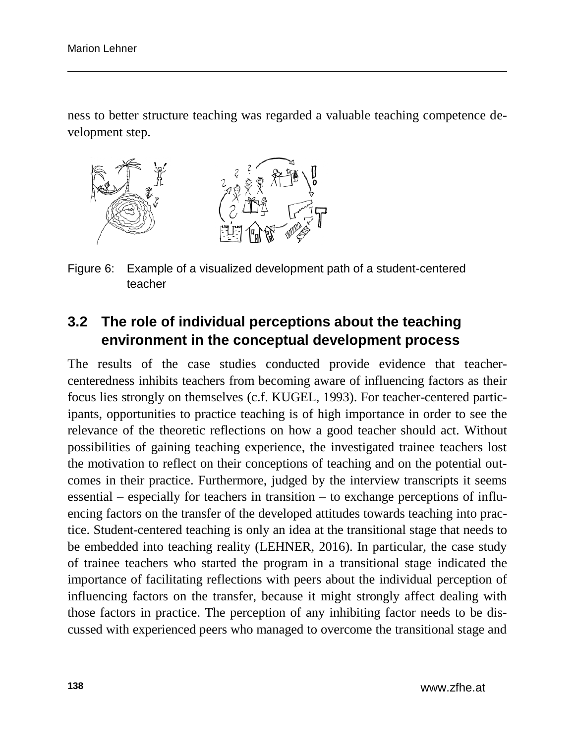ness to better structure teaching was regarded a valuable teaching competence development step.

Figure 6: Example of a visualized development path of a student-centered teacher

## 3.2 The role of individual perceptions about the teaching environment in the conceptual development process

The results of the case studies conducted provide evidence that teacher-centeredness inhibits teachers from becoming aware of influencing factors as their focus lies strongly on themselves (c.f. KUGEL, 1993). For teacher-centered participants, opportunities to practice teaching is of high importance in order to see the relevance of the theoretic reflections on how a good teacher should act. Without possibilities of gaining teaching experience, the investigated trainee teachers lost the motivation to reflect on their conceptions of teaching and on the potential outcomes in their practice. Furthermore, judged by the interview transcripts it seems essential – especially for teachers in transition – to exchange perceptions of influencing factors on the transfer of the developed attitudes towards teaching into practice. Student-centered teaching is only an idea at the transitional stage that needs to be embedded into teaching reality (LEHNER, 2016). In particular, the case study of trainee teachers who started the program in a transitional stage indicated the importance of facilitating reflections with peers about the individual perception of influencing factors on the transfer, because it might strongly affect dealing with those factors in practice. The perception of any inhibiting factor needs to be discussed with experienced peers who managed to overcome the transitional stage and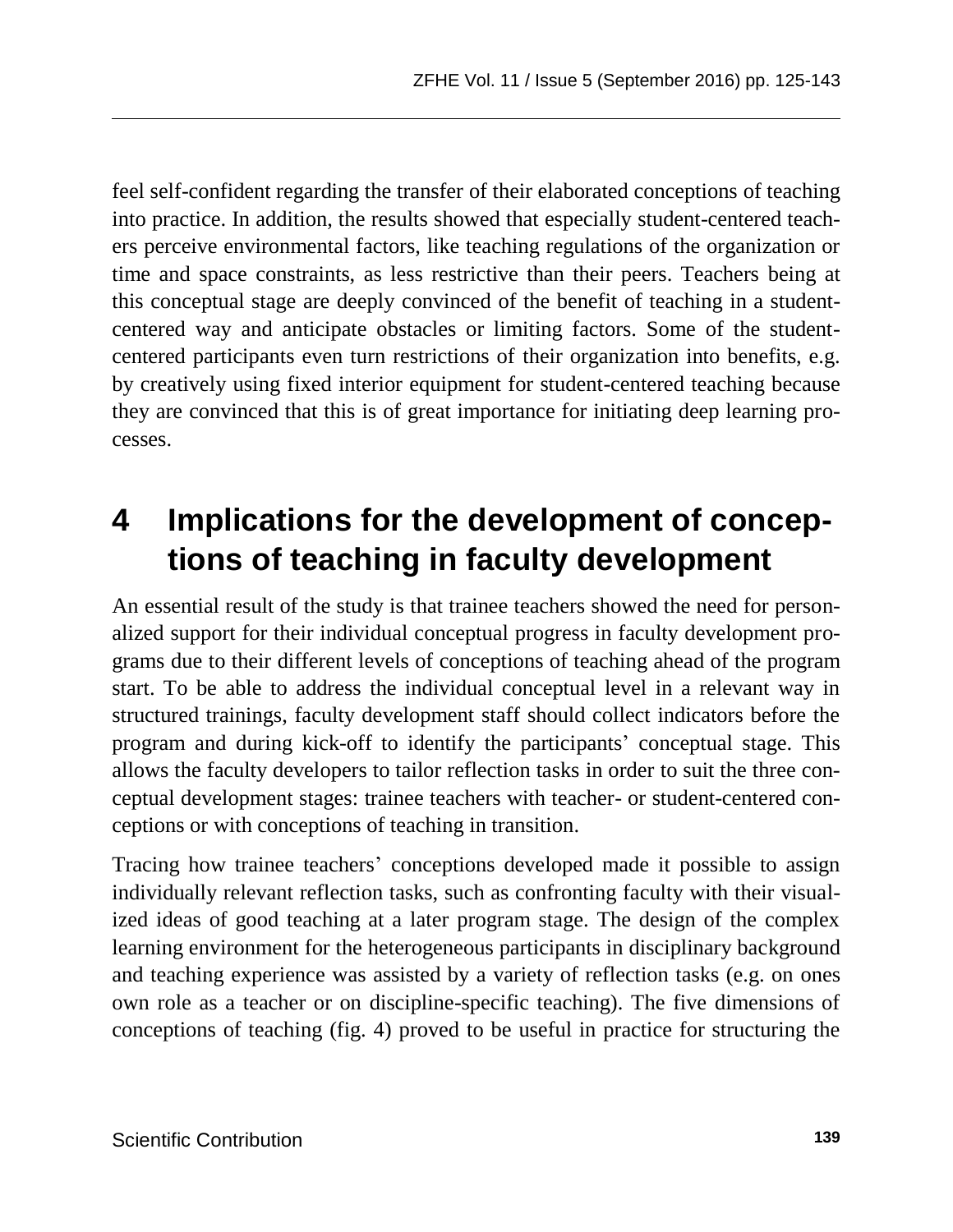feel self-confident regarding the transfer of their elaborated conceptions of teaching into practice. In addition, the results showed that especially student-centered teachers perceive environmental factors, like teaching regulations of the organization or time and space constraints, as less restrictive than their peers. Teachers being at this conceptual stage are deeply convinced of the benefit of teaching in a student-centered way and anticipate obstacles or limiting factors. Some of the student-centered participants even turn restrictions of their organization into benefits, e.g. by creatively using fixed interior equipment for student-centered teaching because they are convinced that this is of great importance for initiating deep learning processes.

# 4 Implications for the development of conceptions of teaching in faculty development

An essential result of the study is that trainee teachers showed the need for personalized support for their individual conceptual progress in faculty development programs due to their different levels of conceptions of teaching ahead of the program start. To be able to address the individual conceptual level in a relevant way in structured trainings, faculty development staff should collect indicators before the program and during kick-off to identify the participants' conceptual stage. This allows the faculty developers to tailor reflection tasks in order to suit the three conceptual development stages: trainee teachers with teacher- or student-centered conceptions or with conceptions of teaching in transition.

Tracing how trainee teachers' conceptions developed made it possible to assign individually relevant reflection tasks, such as confronting faculty with their visualized ideas of good teaching at a later program stage. The design of the complex learning environment for the heterogeneous participants in disciplinary background and teaching experience was assisted by a variety of reflection tasks (e.g. on ones own role as a teacher or on discipline-specific teaching). The five dimensions of conceptions of teaching (fig. 4) proved to be useful in practice for structuring the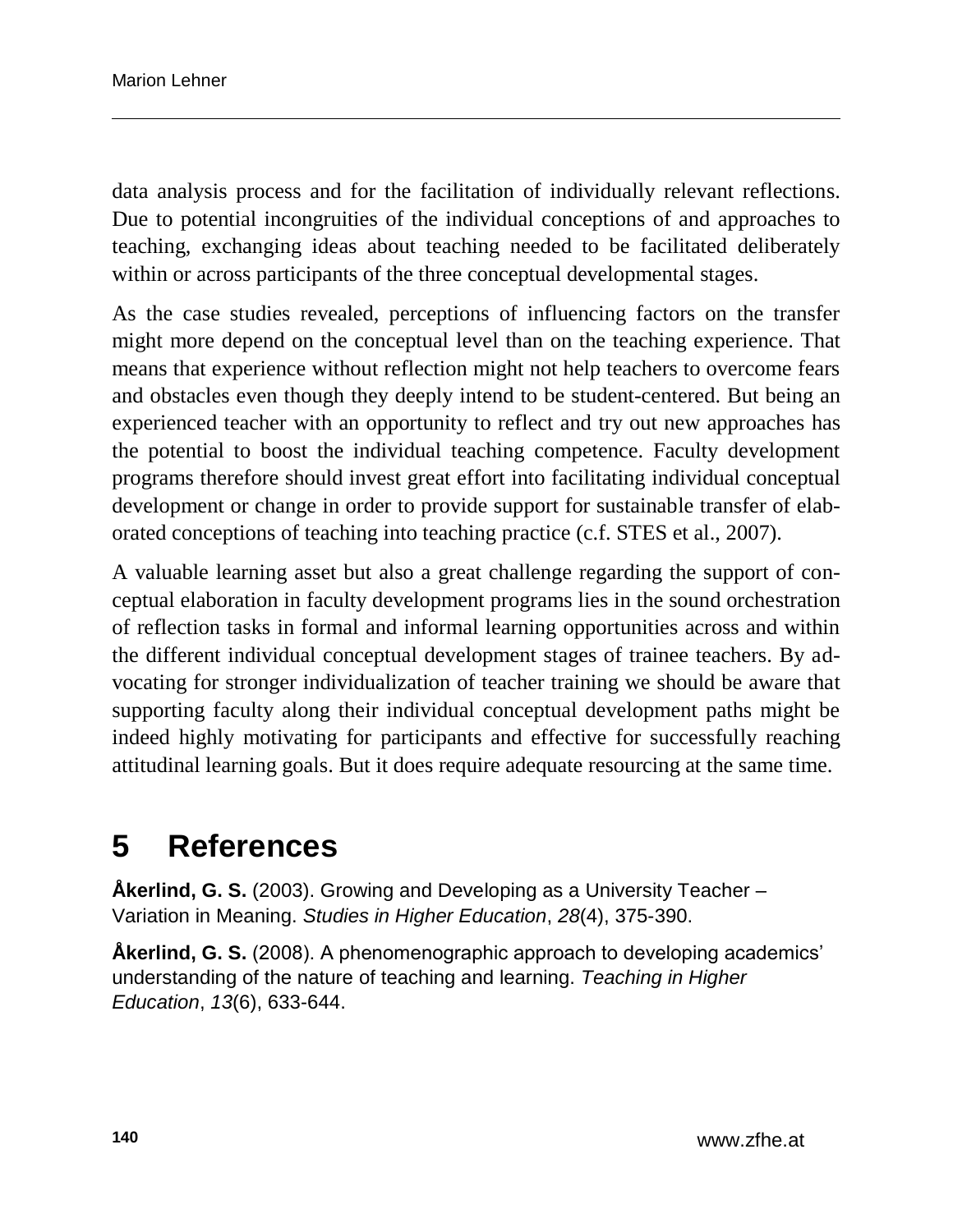data analysis process and for the facilitation of individually relevant reflections. Due to potential incongruities of the individual conceptions of and approaches to teaching, exchanging ideas about teaching needed to be facilitated deliberately within or across participants of the three conceptual developmental stages.

As the case studies revealed, perceptions of influencing factors on the transfer might more depend on the conceptual level than on the teaching experience. That means that experience without reflection might not help teachers to overcome fears and obstacles even though they deeply intend to be student-centered. But being an experienced teacher with an opportunity to reflect and try out new approaches has the potential to boost the individual teaching competence. Faculty development programs therefore should invest great effort into facilitating individual conceptual development or change in order to provide support for sustainable transfer of elaborated conceptions of teaching into teaching practice (c.f. STES et al., 2007).

A valuable learning asset but also a great challenge regarding the support of conceptual elaboration in faculty development programs lies in the sound orchestration of reflection tasks in formal and informal learning opportunities across and within the different individual conceptual development stages of trainee teachers. By advocating for stronger individualization of teacher training we should be aware that supporting faculty along their individual conceptual development paths might be indeed highly motivating for participants and effective for successfully reaching attitudinal learning goals. But it does require adequate resourcing at the same time.

# 5 References

**Åkerlind, G. S.** (2003). Growing and Developing as a University Teacher – Variation in Meaning. *Studies in Higher Education*, *28*(4), 375-390.

**Åkerlind, G. S.** (2008). A phenomenographic approach to developing academics' understanding of the nature of teaching and learning. *Teaching in Higher Education*, *13*(6), 633-644.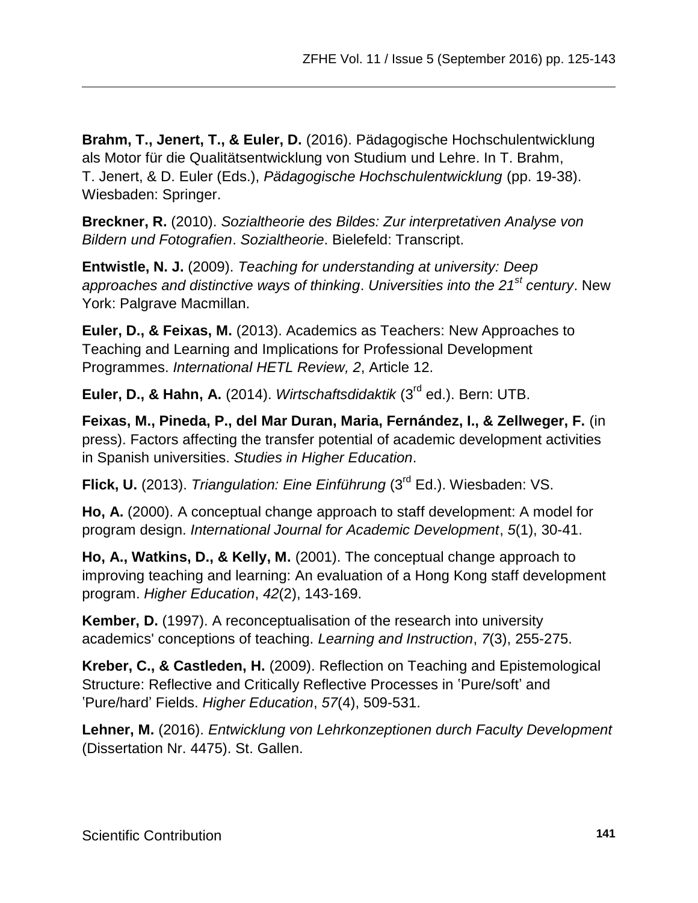**Brahm, T., Jenert, T., & Euler, D.** (2016). Pädagogische Hochschulentwicklung als Motor für die Qualitätsentwicklung von Studium und Lehre. In T. Brahm, T. Jenert, & D. Euler (Eds.), *Pädagogische Hochschulentwicklung* (pp. 19-38). Wiesbaden: Springer.

**Breckner, R.** (2010). *Sozialtheorie des Bildes: Zur interpretativen Analyse von Bildern und Fotografien*. *Sozialtheorie*. Bielefeld: Transcript.

**Entwistle, N. J.** (2009). *Teaching for understanding at university: Deep approaches and distinctive ways of thinking*. *Universities into the 21st century*. New York: Palgrave Macmillan.

**Euler, D., & Feixas, M.** (2013). Academics as Teachers: New Approaches to Teaching and Learning and Implications for Professional Development Programmes. *International HETL Review, 2*, Article 12.

**Euler, D., & Hahn, A.** (2014). *Wirtschaftsdidaktik* (3rd ed.). Bern: UTB.

**Feixas, M., Pineda, P., del Mar Duran, Maria, Fernández, I., & Zellweger, F.** (in press). Factors affecting the transfer potential of academic development activities in Spanish universities. *Studies in Higher Education*.

**Flick, U.** (2013). *Triangulation: Eine Einführung* (3rd Ed.). Wiesbaden: VS.

**Ho, A.** (2000). A conceptual change approach to staff development: A model for program design. *International Journal for Academic Development*, *5*(1), 30-41.

**Ho, A., Watkins, D., & Kelly, M.** (2001). The conceptual change approach to improving teaching and learning: An evaluation of a Hong Kong staff development program. *Higher Education*, *42*(2), 143-169.

**Kember, D.** (1997). A reconceptualisation of the research into university academics' conceptions of teaching. *Learning and Instruction*, *7*(3), 255-275.

**Kreber, C., & Castleden, H.** (2009). Reflection on Teaching and Epistemological Structure: Reflective and Critically Reflective Processes in 'Pure/soft' and 'Pure/hard' Fields. *Higher Education*, *57*(4), 509-531.

**Lehner, M.** (2016). *Entwicklung von Lehrkonzeptionen durch Faculty Development* (Dissertation Nr. 4475). St. Gallen.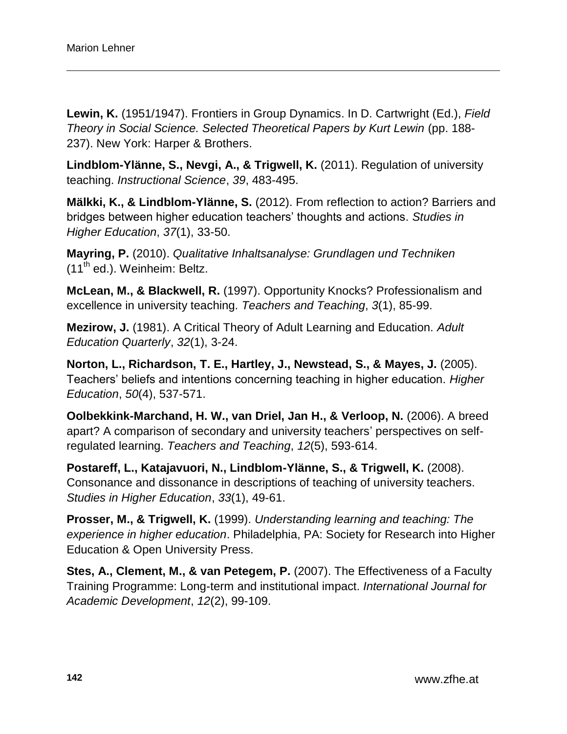**Lewin, K.** (1951/1947). Frontiers in Group Dynamics. In D. Cartwright (Ed.), *Field Theory in Social Science. Selected Theoretical Papers by Kurt Lewin* (pp. 188-237). New York: Harper & Brothers.

**Lindblom-Ylänne, S., Nevgi, A., & Trigwell, K.** (2011). Regulation of university teaching. *Instructional Science*, *39*, 483-495.

**Mälkki, K., & Lindblom-Ylänne, S.** (2012). From reflection to action? Barriers and bridges between higher education teachers' thoughts and actions. *Studies in Higher Education*, *37*(1), 33-50.

**Mayring, P.** (2010). *Qualitative Inhaltsanalyse: Grundlagen und Techniken* (11th ed.). Weinheim: Beltz.

**McLean, M., & Blackwell, R.** (1997). Opportunity Knocks? Professionalism and excellence in university teaching. *Teachers and Teaching*, *3*(1), 85-99.

**Mezirow, J.** (1981). A Critical Theory of Adult Learning and Education. *Adult Education Quarterly*, *32*(1), 3-24.

**Norton, L., Richardson, T. E., Hartley, J., Newstead, S., & Mayes, J.** (2005). Teachers' beliefs and intentions concerning teaching in higher education. *Higher Education*, *50*(4), 537-571.

**Oolbekkink-Marchand, H. W., van Driel, Jan H., & Verloop, N.** (2006). A breed apart? A comparison of secondary and university teachers' perspectives on self-regulated learning. *Teachers and Teaching*, *12*(5), 593-614.

**Postareff, L., Katajavuori, N., Lindblom-Ylänne, S., & Trigwell, K.** (2008). Consonance and dissonance in descriptions of teaching of university teachers. *Studies in Higher Education*, *33*(1), 49-61.

**Prosser, M., & Trigwell, K.** (1999). *Understanding learning and teaching: The experience in higher education*. Philadelphia, PA: Society for Research into Higher Education & Open University Press.

**Stes, A., Clement, M., & van Petegem, P.** (2007). The Effectiveness of a Faculty Training Programme: Long-term and institutional impact. *International Journal for Academic Development*, *12*(2), 99-109.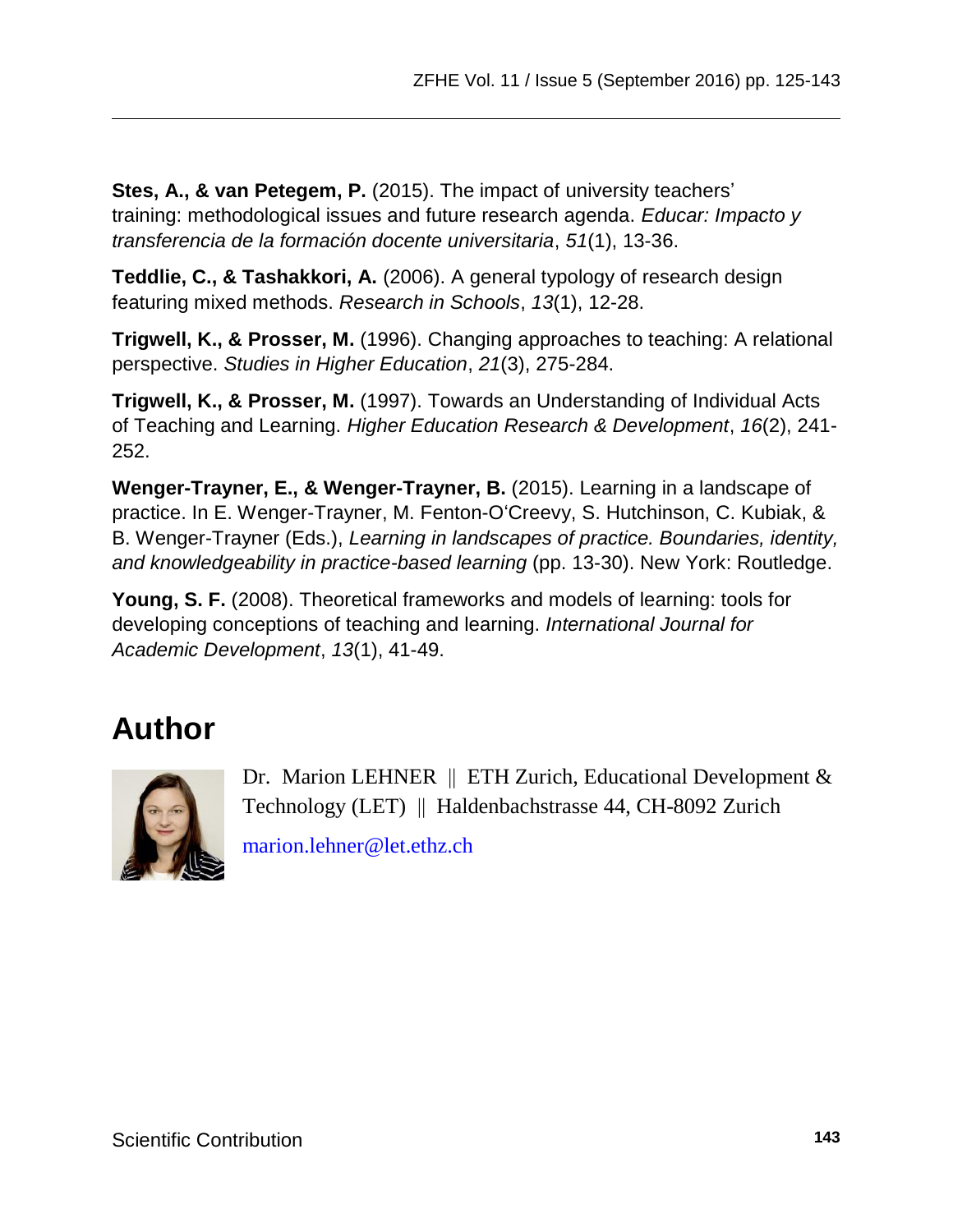**Stes, A., & van Petegem, P.** (2015). The impact of university teachers' training: methodological issues and future research agenda. *Educar: Impacto y transferencia de la formación docente universitaria*, *51*(1), 13-36.

**Teddlie, C., & Tashakkori, A.** (2006). A general typology of research design featuring mixed methods. *Research in Schools*, *13*(1), 12-28.

**Trigwell, K., & Prosser, M.** (1996). Changing approaches to teaching: A relational perspective. *Studies in Higher Education*, *21*(3), 275-284.

**Trigwell, K., & Prosser, M.** (1997). Towards an Understanding of Individual Acts of Teaching and Learning. *Higher Education Research & Development*, *16*(2), 241-252.

**Wenger-Trayner, E., & Wenger-Trayner, B.** (2015). Learning in a landscape of practice. In E. Wenger-Trayner, M. Fenton-O'Creevy, S. Hutchinson, C. Kubiak, & B. Wenger-Trayner (Eds.), *Learning in landscapes of practice. Boundaries, identity, and knowledgeability in practice-based learning* (pp. 13-30). New York: Routledge.

**Young, S. F.** (2008). Theoretical frameworks and models of learning: tools for developing conceptions of teaching and learning. *International Journal for Academic Development*, *13*(1), 41-49.

# Author

Dr. Marion LEHNER || ETH Zurich, Educational Development & Technology (LET) || Haldenbachstrasse 44, CH-8092 Zurich

marion.lehner@let.ethz.ch

Scientific Contribution